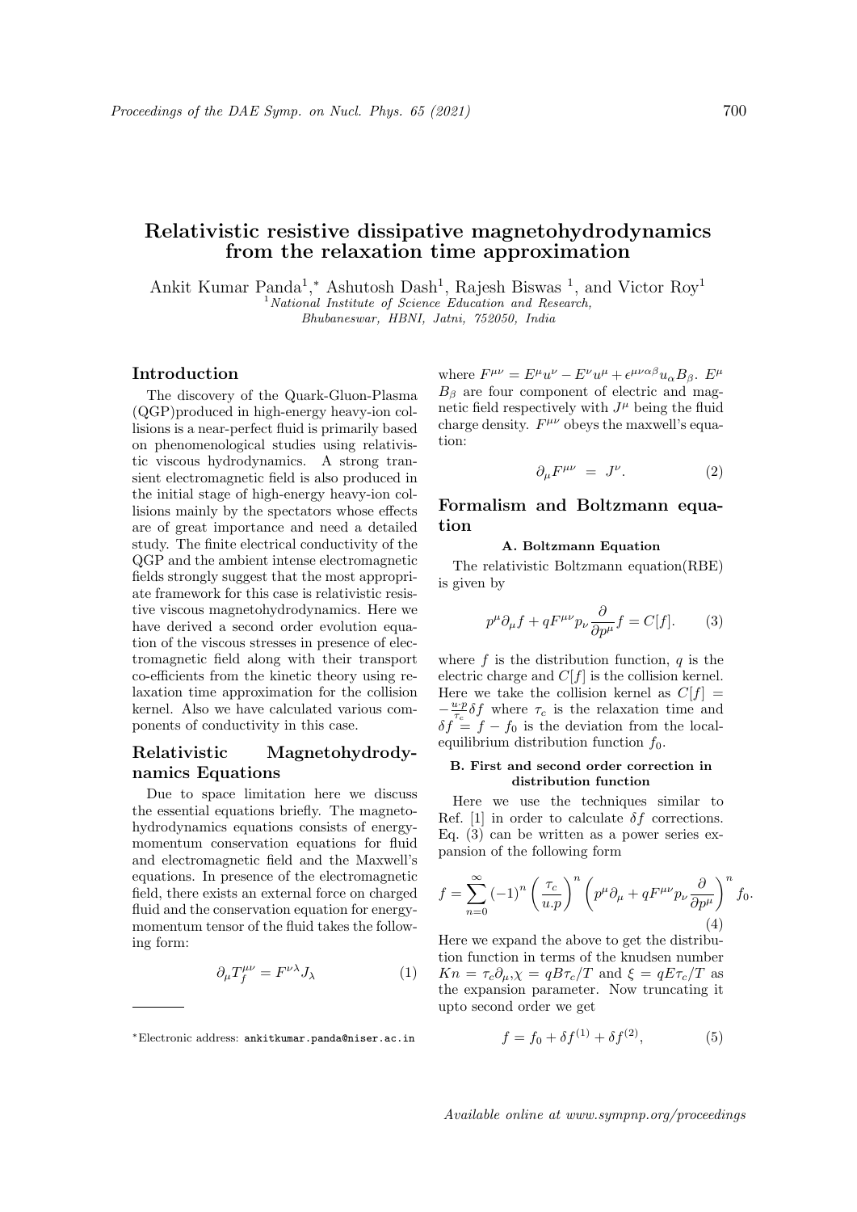# Relativistic resistive dissipative magnetohydrodynamics from the relaxation time approximation

Ankit Kumar Panda[1,*], Ashutosh Dash[1], Rajesh Biswas [1], and Victor Roy[1]

[1] *National Institute of Science Education and Research, Bhubaneswar, HBNI, Jatni, 752050, India*

## Introduction

The discovery of the Quark-Gluon-Plasma (QGP)produced in high-energy heavy-ion collisions is a near-perfect fluid is primarily based on phenomenological studies using relativistic viscous hydrodynamics. A strong transient electromagnetic field is also produced in the initial stage of high-energy heavy-ion collisions mainly by the spectators whose effects are of great importance and need a detailed study. The finite electrical conductivity of the QGP and the ambient intense electromagnetic fields strongly suggest that the most appropriate framework for this case is relativistic resistive viscous magnetohydrodynamics. Here we have derived a second order evolution equation of the viscous stresses in presence of electromagnetic field along with their transport co-efficients from the kinetic theory using relaxation time approximation for the collision kernel. Also we have calculated various components of conductivity in this case.

## Relativistic Magnetohydrodynamics Equations

Due to space limitation here we discuss the essential equations briefly. The magnetohydrodynamics equations consists of energy-momentum conservation equations for fluid and electromagnetic field and the Maxwell's equations. In presence of the electromagnetic field, there exists an external force on charged fluid and the conservation equation for energy-momentum tensor of the fluid takes the following form:

$$\partial_\mu T_f^{\mu\nu} = F^{\nu\lambda} J_\lambda \tag{1}$$

where $F^{\mu\nu} = E^\mu u^\nu - E^\nu u^\mu + \epsilon^{\mu\nu\alpha\beta} u_\alpha B_\beta$. $E^\mu$ $B_\beta$ are four component of electric and magnetic field respectively with $J^\mu$ being the fluid charge density. $F^{\mu\nu}$ obeys the maxwell's equation:

$$\partial_\mu F^{\mu\nu} = J^\nu. \tag{2}$$

## Formalism and Boltzmann equation

### A. Boltzmann Equation

The relativistic Boltzmann equation(RBE) is given by

$$p^\mu \partial_\mu f + qF^{\mu\nu} p_\nu \frac{\partial}{\partial p^\mu} f = C[f]. \tag{3}$$

where $f$ is the distribution function, $q$ is the electric charge and $C[f]$ is the collision kernel. Here we take the collision kernel as $C[f] = -\frac{u\cdot p}{\tau_c}\delta f$ where $\tau_c$ is the relaxation time and $\delta f = f - f_0$ is the deviation from the local-equilibrium distribution function $f_0$.

### B. First and second order correction in distribution function

Here we use the techniques similar to Ref. [1] in order to calculate $\delta f$ corrections. Eq. (3) can be written as a power series expansion of the following form

$$f = \sum_{n=0}^{\infty} (-1)^n \left(\frac{\tau_c}{u.p}\right)^n \left(p^\mu \partial_\mu + qF^{\mu\nu} p_\nu \frac{\partial}{\partial p^\mu}\right)^n f_0. \tag{4}$$

Here we expand the above to get the distribution function in terms of the knudsen number $Kn = \tau_c \partial_\mu$,$\chi = qB\tau_c/T$ and $\xi = qE\tau_c/T$ as the expansion parameter. Now truncating it upto second order we get

$$f = f_0 + \delta f^{(1)} + \delta f^{(2)}, \tag{5}$$

---

*Electronic address: ankitkumar.panda@niser.ac.in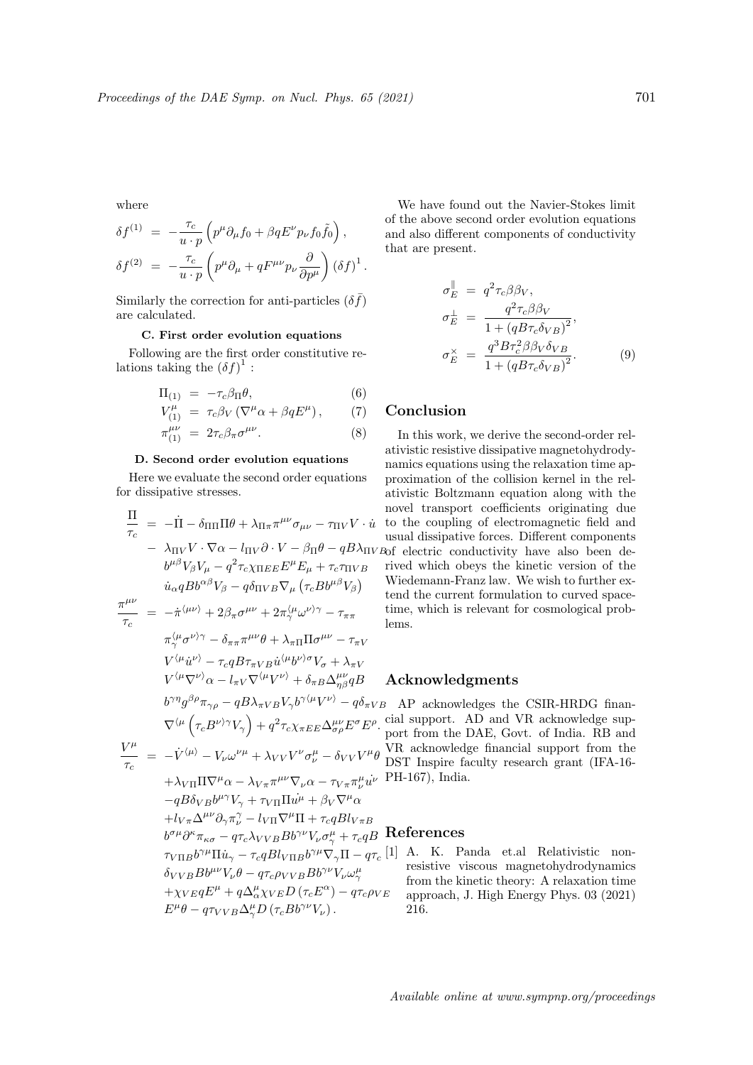where

$$
\begin{aligned}
\delta f^{(1)} &= -\frac{\tau_c}{u\cdot p}\left(p^\mu\partial_\mu f_0 + \beta q E^\nu p_\nu f_0 \tilde{f}_0\right),\\
\delta f^{(2)} &= -\frac{\tau_c}{u\cdot p}\left(p^\mu\partial_\mu + qF^{\mu\nu}p_\nu\frac{\partial}{\partial p^\mu}\right)(\delta f)^1 .
\end{aligned}
$$

Similarly the correction for anti-particles ($\delta\bar{f}$) are calculated.

#### C. First order evolution equations

Following are the first order constitutive relations taking the $(\delta f)^1$ :

$$
\Pi_{(1)} = -\tau_c\beta_\Pi\theta, \tag{6}
$$

$$
V^\mu_{(1)} = \tau_c\beta_V\left(\nabla^\mu\alpha + \beta q E^\mu\right), \tag{7}
$$

$$
\pi^{\mu\nu}_{(1)} = 2\tau_c\beta_\pi\sigma^{\mu\nu}. \tag{8}
$$

#### D. Second order evolution equations

Here we evaluate the second order equations for dissipative stresses.

$$
\begin{aligned}
\frac{\Pi}{\tau_c} &= -\dot{\Pi} - \delta_{\Pi\Pi}\Pi\theta + \lambda_{\Pi\pi}\pi^{\mu\nu}\sigma_{\mu\nu} - \tau_{\Pi V}V\cdot\dot{u}\\
&- \lambda_{\Pi V}V\cdot\nabla\alpha - l_{\Pi V}\partial\cdot V - \beta_\Pi\theta - qB\lambda_{\Pi VB}\\
&\quad b^{\mu\beta}V_\beta V_\mu - q^2\tau_c\chi_{\Pi EE}E^\mu E_\mu + \tau_c\tau_{\Pi VB}\\
&\quad \dot{u}_\alpha qBb^{\alpha\beta}V_\beta - q\delta_{\Pi VB}\nabla_\mu\left(\tau_c Bb^{\mu\beta}V_\beta\right)\\
\frac{\pi^{\mu\nu}}{\tau_c} &= -\dot{\pi}^{\langle\mu\nu\rangle} + 2\beta_\pi\sigma^{\mu\nu} + 2\pi_\gamma^{\langle\mu}\omega^{\nu\rangle\gamma} - \tau_{\pi\pi}\\
&\quad \pi_\gamma^{\langle\mu}\sigma^{\nu\rangle\gamma} - \delta_{\pi\pi}\pi^{\mu\nu}\theta + \lambda_{\pi\Pi}\Pi\sigma^{\mu\nu} - \tau_{\pi V}\\
&\quad V^{\langle\mu}\dot{u}^{\nu\rangle} - \tau_c qB\tau_{\pi VB}\dot{u}^{\langle\mu}b^{\nu\rangle\sigma}V_\sigma + \lambda_{\pi V}\\
&\quad V^{\langle\mu}\nabla^{\nu\rangle}\alpha - l_{\pi V}\nabla^{\langle\mu}V^{\nu\rangle} + \delta_{\pi B}\Delta^{\mu\nu}_{\eta\beta}qB\\
&\quad b^{\gamma\eta}g^{\beta\rho}\pi_{\gamma\rho} - qB\lambda_{\pi VB}V_\gamma b^{\gamma\langle\mu}V^{\nu\rangle} - q\delta_{\pi VB}\\
&\quad \nabla^{\langle\mu}\left(\tau_c B^{\nu\rangle\gamma}V_\gamma\right) + q^2\tau_c\chi_{\pi EE}\Delta^{\mu\nu}_{\sigma\rho}E^\sigma E^\rho .\\
\frac{V^\mu}{\tau_c} &= -\dot{V}^{\langle\mu\rangle} - V_\nu\omega^{\nu\mu} + \lambda_{VV}V^\nu\sigma^\mu_\nu - \delta_{VV}V^\mu\theta\\
&\quad +\lambda_{V\Pi}\Pi\nabla^\mu\alpha - \lambda_{V\pi}\pi^{\mu\nu}\nabla_\nu\alpha - \tau_{V\pi}\pi^\mu_\nu\dot{u}^\nu\\
&\quad -qB\delta_{VB}b^{\mu\gamma}V_\gamma + \tau_{V\Pi}\Pi\dot{u}^\mu + \beta_V\nabla^\mu\alpha\\
&\quad +l_{V\pi}\Delta^{\mu\nu}\partial_\gamma\pi^\gamma_\nu - l_{V\Pi}\nabla^\mu\Pi + \tau_c qBl_{V\pi B}\\
&\quad b^{\sigma\mu}\partial^\kappa\pi_{\kappa\sigma} - q\tau_c\lambda_{VVB}Bb^{\gamma\nu}V_\nu\sigma^\mu_\gamma + \tau_c qB\\
&\quad \tau_{V\Pi B}b^{\gamma\mu}\Pi\dot{u}_\gamma - \tau_c qBl_{V\Pi B}b^{\gamma\mu}\nabla_\gamma\Pi - q\tau_c\\
&\quad \delta_{VVB}Bb^{\mu\nu}V_\nu\theta - q\tau_c\rho_{VVB}Bb^{\gamma\nu}V_\nu\omega^\mu_\gamma\\
&\quad +\chi_{VE}qE^\mu + q\Delta^\mu_\alpha\chi_{VE}D\left(\tau_c E^\alpha\right) - q\tau_c\rho_{VE}\\
&\quad E^\mu\theta - q\tau_{VVB}\Delta^\mu_\gamma D\left(\tau_c Bb^{\gamma\nu}V_\nu\right).
\end{aligned}
$$

We have found out the Navier-Stokes limit of the above second order evolution equations and also different components of conductivity that are present.

$$
\begin{aligned}
\sigma_E^{\parallel} &= q^2\tau_c\beta\beta_V,\\
\sigma_E^{\perp} &= \frac{q^2\tau_c\beta\beta_V}{1+\left(qB\tau_c\delta_{VB}\right)^2},\\
\sigma_E^{\times} &= \frac{q^3B\tau_c^2\beta\beta_V\delta_{VB}}{1+\left(qB\tau_c\delta_{VB}\right)^2}.
\end{aligned}\tag{9}
$$

## Conclusion

In this work, we derive the second-order relativistic resistive dissipative magnetohydrodynamics equations using the relaxation time approximation of the collision kernel in the relativistic Boltzmann equation along with the novel transport coefficients originating due to the coupling of electromagnetic field and usual dissipative forces. Different components of electric conductivity have also been derived which obeys the kinetic version of the Wiedemann-Franz law. We wish to further extend the current formulation to curved spacetime, which is relevant for cosmological problems.

## Acknowledgments

AP acknowledges the CSIR-HRDG financial support. AD and VR acknowledge support from the DAE, Govt. of India. RB and VR acknowledge financial support from the DST Inspire faculty research grant (IFA-16-PH-167), India.

## References

[1] A. K. Panda et.al Relativistic non-resistive viscous magnetohydrodynamics from the kinetic theory: A relaxation time approach, J. High Energy Phys. 03 (2021) 216.